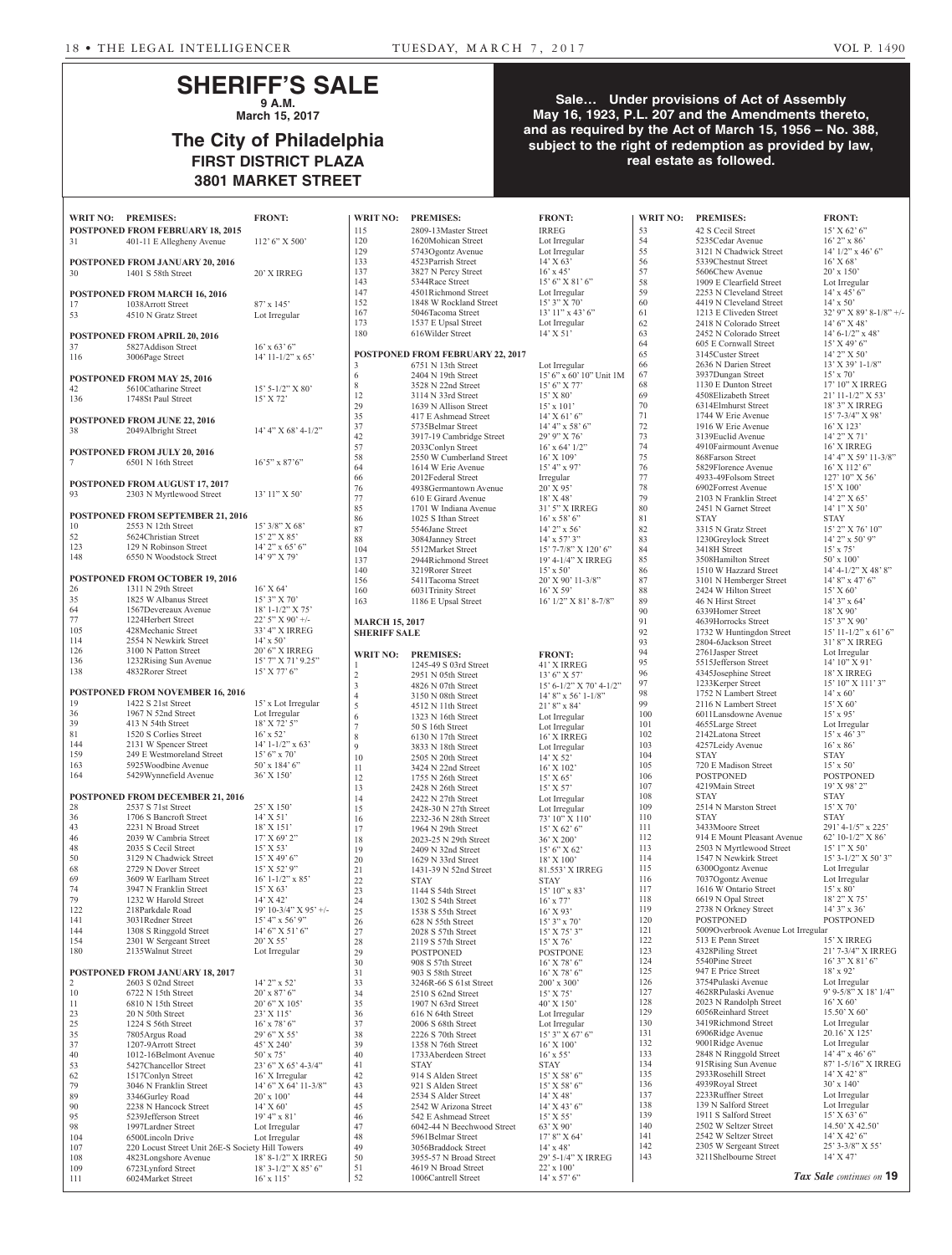# SHERIFF'S SALE

**9 A.M.**

**March 15, 2017**

## The City of Philadelphia

**FIRST DISTRICT PLAZA**

**3801 MARKET STREET**

**Sale… Under provisions of Act of Assembly May 16, 1923, P.L. 207 and the Amendments thereto, and as required by the Act of March 15, 1956 – No. 388, subject to the right of redemption as provided by law, real estate as followed.**

| WRIT NO: | PREMISES: | FRONT: |
|---|---|---|
| **POSTPONED FROM FEBRUARY 18, 2015** | | |
| 31 | 401-11 E Allegheny Avenue | 112' 6" X 500' |
| **POSTPONED FROM JANUARY 20, 2016** | | |
| 30 | 1401 S 58th Street | 20' X IRREG |
| **POSTPONED FROM MARCH 16, 2016** | | |
| 17 | 1038Arrott Street | 87' x 145' |
| 53 | 4510 N Gratz Street | Lot Irregular |
| **POSTPONED FROM APRIL 20, 2016** | | |
| 37 | 5827Addison Street | 16' x 63' 6" |
| 116 | 3006Page Street | 14' 11-1/2" x 65' |
| **POSTPONED FROM MAY 25, 2016** | | |
| 42 | 5610Catharine Street | 15' 5-1/2" X 80' |
| 136 | 1748St Paul Street | 15' X 72' |
| **POSTPONED FROM JUNE 22, 2016** | | |
| 38 | 2049Albright Street | 14' 4" X 68' 4-1/2" |
| **POSTPONED FROM JULY 20, 2016** | | |
| 7 | 6501 N 16th Street | 16'5" x 87'6" |
| **POSTPONED FROM AUGUST 17, 2017** | | |
| 93 | 2303 N Myrtlewood Street | 13' 11" X 50' |
| **POSTPONED FROM SEPTEMBER 21, 2016** | | |
| 10 | 2553 N 12th Street | 15' 3/8" X 68' |
| 52 | 5624Christian Street | 15' 2" X 85' |
| 123 | 129 N Robinson Street | 14' 2" x 65' 6" |
| 148 | 6550 N Woodstock Street | 14' 9" X 79' |
| **POSTPONED FROM OCTOBER 19, 2016** | | |
| 26 | 1311 N 29th Street | 16' X 64' |
| 35 | 1825 W Albanus Street | 15' 3" X 70' |
| 64 | 1567Devereaux Avenue | 18' 1-1/2" X 75' |
| 77 | 1224Herbert Street | 22' 5" X 90' +/- |
| 105 | 428Mechanic Street | 33' 4" X IRREG |
| 114 | 2554 N Newkirk Street | 14' x 50' |
| 126 | 3100 N Patton Street | 20' 6" X IRREG |
| 136 | 1232Rising Sun Avenue | 15' 7" X 71' 9.25" |
| 138 | 4832Rorer Street | 15' X 77' 6" |
| **POSTPONED FROM NOVEMBER 16, 2016** | | |
| 19 | 1422 S 21st Street | 15' x Lot Irregular |
| 36 | 1967 N 52nd Street | Lot Irregular |
| 39 | 413 N 54th Street | 18' X 72' 5" |
| 81 | 1520 S Corlies Street | 16' x 52' |
| 144 | 2131 W Spencer Street | 14' 1-1/2" x 63' |
| 159 | 249 E Westmoreland Street | 15' 6" x 70' |
| 163 | 5925Woodbine Avenue | 50' x 184' 6" |
| 164 | 5429Wynnefield Avenue | 36' X 150' |
| **POSTPONED FROM DECEMBER 21, 2016** | | |
| 28 | 2537 S 71st Street | 25' X 150' |
| 36 | 1706 S Bancroft Street | 14' X 51' |
| 43 | 2231 N Broad Street | 18' X 151' |
| 46 | 2039 W Cambria Street | 17' X 69' 2" |
| 48 | 2035 S Cecil Street | 15' X 53' |
| 50 | 3129 N Chadwick Street | 15' X 49' 6" |
| 68 | 2729 N Dover Street | 15' X 52' 9" |
| 69 | 3609 W Earlham Street | 16' 1-1/2" x 85' |
| 74 | 3947 N Franklin Street | 15' X 63' |
| 79 | 1232 W Harold Street | 14' X 42' |
| 122 | 218Parkdale Road | 19' 10-3/4" X 95' +/- |
| 141 | 3031Redner Street | 15' 4" x 56' 9" |
| 144 | 1308 S Ringgold Street | 14' 6" X 51' 6" |
| 154 | 2301 W Sergeant Street | 20' X 55' |
| 180 | 2135Walnut Street | Lot Irregular |
| **POSTPONED FROM JANUARY 18, 2017** | | |
| 2 | 2603 S 02nd Street | 14' 2" x 52' |
| 10 | 6722 N 15th Street | 20' x 87' 6" |
| 11 | 6810 N 15th Street | 20' 6" X 105' |
| 23 | 20 N 50th Street | 23' X 115' |
| 25 | 1224 S 56th Street | 16' x 78' 6" |
| 35 | 7805Argus Road | 29' 6" X 55' |
| 37 | 1207-9Arrott Street | 45' X 240' |
| 40 | 1012-16Belmont Avenue | 50' x 75' |
| 53 | 5427Chancellor Street | 23' 6" X 65' 4-3/4" |
| 62 | 1517Conlyn Street | 16' X Irregular |
| 79 | 3046 N Franklin Street | 14' 6" X 64' 11-3/8" |
| 89 | 3346Gurley Road | 20' x 100' |
| 90 | 2238 N Hancock Street | 14' X 60' |
| 95 | 5239Jefferson Street | 19' 4" x 81' |
| 98 | 1997Lardner Street | Lot Irregular |
| 104 | 6500Lincoln Drive | Lot Irregular |
| 107 | 220 Locust Street Unit 26E-S Society Hill Towers | |
| 108 | 4823Longshore Avenue | 18' 8-1/2" X IRREG |
| 109 | 6723Lynford Street | 18' 3-1/2" X 85' 6" |
| 111 | 6024Market Street | 16' x 115' |
| 115 | 2809-13Master Street | IRREG |
| 120 | 1620Mohican Street | Lot Irregular |
| 129 | 5743Ogontz Avenue | Lot Irregular |
| 133 | 4523Parrish Street | 14' X 63' |
| 137 | 3827 N Percy Street | 16' x 45' |
| 143 | 5344Race Street | 15' 6" X 81' 6" |
| 147 | 4501Richmond Street | Lot Irregular |
| 152 | 1848 W Rockland Street | 15' 3" X 70' |
| 167 | 5046Tacoma Street | 13' 11" x 43' 6" |
| 173 | 1537 E Upsal Street | Lot Irregular |
| 180 | 616Wilder Street | 14' X 51' |
| **POSTPONED FROM FEBRUARY 22, 2017** | | |
| 3 | 6751 N 13th Street | Lot Irregular |
| 6 | 2404 N 19th Street | 15' 6" x 60' 10" Unit 1M |
| 8 | 3528 N 22nd Street | 15' 6" X 77' |
| 12 | 3114 N 33rd Street | 15' X 80' |
| 29 | 1639 N Allison Street | 15' x 101' |
| 35 | 417 E Ashmead Street | 14' X 61' 6" |
| 37 | 5735Belmar Street | 14' 4" x 58' 6" |
| 42 | 3917-19 Cambridge Street | 29' 9" X 76' |
| 57 | 2033Conlyn Street | 16' x 64' 1/2" |
| 58 | 2550 W Cumberland Street | 16' X 109' |
| 64 | 1614 W Erie Avenue | 15' 4" x 97' |
| 66 | 2012Federal Street | Irregular |
| 76 | 4938Germantown Avenue | 20' X 95' |
| 77 | 610 E Girard Avenue | 18' X 48' |
| 85 | 1701 W Indiana Avenue | 31' 5" X IRREG |
| 86 | 1025 S Ithan Street | 16' x 58' 6" |
| 87 | 5546Jane Street | 14' 2" x 56' |
| 88 | 3084Janney Street | 14' x 57' 3" |
| 104 | 5512Market Street | 15' 7-7/8" X 120' 6" |
| 137 | 2944Richmond Street | 19' 4-1/4" X IRREG |
| 140 | 3219Rorer Street | 15' x 50' |
| 156 | 5411Tacoma Street | 20' X 90' 11-3/8" |
| 160 | 6031Trinity Street | 16' X 59' |
| 163 | 1186 E Upsal Street | 16' 1/2" X 81' 8-7/8" |

**MARCH 15, 2017**

**SHERIFF SALE**

| WRIT NO: | PREMISES: | FRONT: |
|---|---|---|
| 1 | 1245-49 S 03rd Street | 41' X IRREG |
| 2 | 2951 N 05th Street | 13' 6" X 57' |
| 3 | 4826 N 07th Street | 15' 6-1/2" X 70' 4-1/2" |
| 4 | 3150 N 08th Street | 14' 8" x 56' 1-1/8" |
| 5 | 4512 N 11th Street | 21' 8" x 84' |
| 6 | 1323 N 16th Street | Lot Irregular |
| 7 | 50 S 16th Street | Lot Irregular |
| 8 | 6130 N 17th Street | 16' X IRREG |
| 9 | 3833 N 18th Street | Lot Irregular |
| 10 | 2505 N 20th Street | 14' X 52' |
| 11 | 3424 N 22nd Street | 16' X 102' |
| 12 | 1755 N 26th Street | 15' X 65' |
| 13 | 2428 N 26th Street | 15' X 57' |
| 14 | 2422 N 27th Street | Lot Irregular |
| 15 | 2428-30 N 27th Street | Lot Irregular |
| 16 | 2232-36 N 28th Street | 73' 10" X 110' |
| 17 | 1964 N 29th Street | 15' X 62' 6" |
| 18 | 2023-25 N 29th Street | 36' X 200' |
| 19 | 2409 N 32nd Street | 15' 6" X 62' |
| 20 | 1629 N 33rd Street | 18' X 100' |
| 21 | 1431-39 N 52nd Street | 81.553' X IRREG |
| 22 | STAY | STAY |
| 23 | 1144 S 54th Street | 15' 10" x 83' |
| 24 | 1302 S 54th Street | 16' x 77' |
| 25 | 1538 S 55th Street | 16' X 93' |
| 26 | 628 N 55th Street | 15' 3" x 70' |
| 27 | 2028 S 57th Street | 15' X 75' 3" |
| 28 | 2119 S 57th Street | 15' X 76' |
| 29 | POSTPONED | POSTPONE |
| 30 | 908 S 57th Street | 16' X 78' 6" |
| 31 | 903 S 58th Street | 16' X 78' 6" |
| 33 | 3246R-66 S 61st Street | 200' x 300' |
| 34 | 2510 S 62nd Street | 15' X 75' |
| 35 | 1907 N 63rd Street | 40' X 150' |
| 36 | 616 N 64th Street | Lot Irregular |
| 37 | 2006 S 68th Street | Lot Irregular |
| 38 | 2226 S 70th Street | 15' 3" X 67' 6" |
| 39 | 1358 N 76th Street | 16' X 100' |
| 40 | 1733Aberdeen Street | 16' x 55' |
| 41 | STAY | STAY |
| 42 | 914 S Alden Street | 15' X 58' 6" |
| 43 | 921 S Alden Street | 15' X 58' 6" |
| 44 | 2534 S Alder Street | 14' X 48' |
| 45 | 2542 W Arizona Street | 14' X 43' 6" |
| 46 | 542 E Ashmead Street | 15' X 55' |
| 47 | 6042-44 N Beechwood Street | 63' X 90' |
| 48 | 5961Belmar Street | 17' 8" X 64' |
| 49 | 3056Braddock Street | 14' x 48' |
| 50 | 3955-57 N Broad Street | 29' 5-1/4" X IRREG |
| 51 | 4619 N Broad Street | 22' x 100' |
| 52 | 1006Cantrell Street | 14' x 57' 6" |
| 53 | 42 S Cecil Street | 15' X 62' 6" |
| 54 | 5235Cedar Avenue | 16' 2" x 86' |
| 55 | 3121 N Chadwick Street | 14' 1/2" x 46' 6" |
| 56 | 5339Chestnut Street | 16' X 68' |
| 57 | 5606Chew Avenue | 20' x 150' |
| 58 | 1909 E Clearfield Street | Lot Irregular |
| 59 | 2253 N Cleveland Street | 14' x 45' 6" |
| 60 | 4419 N Cleveland Street | 14' x 80' |
| 61 | 1213 E Cliveden Street | 32' 9" X 89' 8-1/8" +/- |
| 62 | 2418 N Colorado Street | 14' 6" X 48' |
| 63 | 2452 N Colorado Street | 14' 6-1/2" x 48' |
| 64 | 605 E Cornwall Street | 15' X 49' 6" |
| 65 | 3145Custer Street | 14' 2" X 50' |
| 66 | 2636 N Darien Street | 13' X 39' 1-1/8" |
| 67 | 3937Dungan Street | 15' x 70' |
| 68 | 1130 E Dunton Street | 17' 10" X IRREG |
| 69 | 4508Elizabeth Street | 21' 11-1/2" X 53' |
| 70 | 6314Elmhurst Street | 18' 3" X IRREG |
| 71 | 1744 W Erie Avenue | 15' 7-3/4" X 98' |
| 72 | 1916 W Erie Avenue | 16' X 123' |
| 73 | 3139Euclid Avenue | 14' 2" X 71' |
| 74 | 4910Fairmount Avenue | 16' X IRREG |
| 75 | 868Farson Street | 14' 4" X 59' 11-3/8" |
| 76 | 5829Florence Avenue | 16' X 112' 6" |
| 77 | 4933-49Folsom Street | 127' 10" X 56' |
| 78 | 6902Forrest Avenue | 15' X 100' |
| 79 | 2103 N Franklin Street | 14' 2" X 65' |
| 80 | 2451 N Garnet Street | 14' 1" X 50' |
| 81 | STAY | STAY |
| 82 | 3315 N Gratz Street | 15' 2" X 76' 10" |
| 83 | 1230Greylock Street | 14' 2" x 50' 9" |
| 84 | 3418H Street | 15' x 75' |
| 85 | 3508Hamilton Street | 50' x 100' |
| 86 | 1510 W Hazzard Street | 14' 4-1/2" X 48' 8" |
| 87 | 3101 N Hemberger Street | 14' 8" x 47' 6" |
| 88 | 2424 W Hilton Street | 15' X 60' |
| 89 | 46 N Hirst Street | 14' 3" x 64' |
| 90 | 6339Homer Street | 18' X 90' |
| 91 | 4639Horrocks Street | 15' 3" X 90' |
| 92 | 1732 W Huntingdon Street | 15' 11-1/2" x 61' 6" |
| 93 | 2804-6Jackson Street | 31' 8" X IRREG |
| 94 | 2761Jasper Street | Lot Irregular |
| 95 | 5515Jefferson Street | 14' 10" X 91' |
| 96 | 4345Josephine Street | 18' X IRREG |
| 97 | 1233Kerper Street | 15' 10" X 111' 3" |
| 98 | 1752 N Lambert Street | 14' x 60' |
| 99 | 2116 N Lambert Street | 15' X 60' |
| 100 | 6011Lansdowne Avenue | 15' x 95' |
| 101 | 4655Large Street | Lot Irregular |
| 102 | 2142Latona Street | 15' x 46' 3" |
| 103 | 4257Leidy Avenue | 16' x 86' |
| 104 | STAY | STAY |
| 105 | 720 E Madison Street | 15' x 50' |
| 106 | POSTPONED | POSTPONED |
| 107 | 4219Main Street | 19' X 98' 2" |
| 108 | STAY | STAY |
| 109 | 2514 N Marston Street | 15' X 70' |
| 110 | STAY | STAY |
| 111 | 3433Moore Street | 291' 4-1/5" x 225' |
| 112 | 914 E Mount Pleasant Avenue | 62' 10-1/2" X 86' |
| 113 | 2503 N Myrtlewood Street | 15' 1" X 50' |
| 114 | 1547 N Newkirk Street | 15' 3-1/2" X 50' 3" |
| 115 | 6300Ogontz Avenue | Lot Irregular |
| 116 | 7037Ogontz Avenue | Lot Irregular |
| 117 | 1616 W Ontario Street | 15' x 75' |
| 118 | 6619 N Opal Street | 18' 2" X 75' |
| 119 | 2738 N Orkney Street | 14' 3" x 36' |
| 120 | POSTPONED | POSTPONED |
| 121 | 5009Overbrook Avenue Lot Irregular | |
| 122 | 513 E Penn Street | 15' X IRREG |
| 123 | 4328Piling Street | 21' 7-3/4" X IRREG |
| 124 | 5540Pine Street | 16' 3" X 81' 6" |
| 125 | 947 E Price Street | 18' x 92' |
| 126 | 3754Pulaski Avenue | Lot Irregular |
| 127 | 4628RPulaski Avenue | 9' 9-5/8" X 18' 1/4" |
| 128 | 2023 N Randolph Street | 16' X 60' |
| 129 | 6056Reinhard Street | 15.50' X 60' |
| 130 | 3419Richmond Street | Lot Irregular |
| 131 | 6906Ridge Avenue | 20.16' X 125' |
| 132 | 9001Ridge Avenue | Lot Irregular |
| 133 | 2848 N Ringgold Street | 14' 4" x 46' 6" |
| 134 | 915Rising Sun Avenue | 87' 1-5/16" X IRREG |
| 135 | 2933Rosehill Street | 14' X 42' 8" |
| 136 | 4939Royal Street | 30' x 140' |
| 137 | 2233Ruffner Street | Lot Irregular |
| 138 | 139 N Salford Street | Lot Irregular |
| 139 | 1911 S Salford Street | 15' X 63' 6" |
| 140 | 2502 W Seltzer Street | 14.50' X 42.50' |
| 141 | 2542 W Seltzer Street | 14' X 42' 6" |
| 142 | 2305 W Sergeant Street | 25' 3-3/8" X 55' |
| 143 | 3211Shelbourne Street | 14' X 47' |

***Tax Sale** continues on* **19**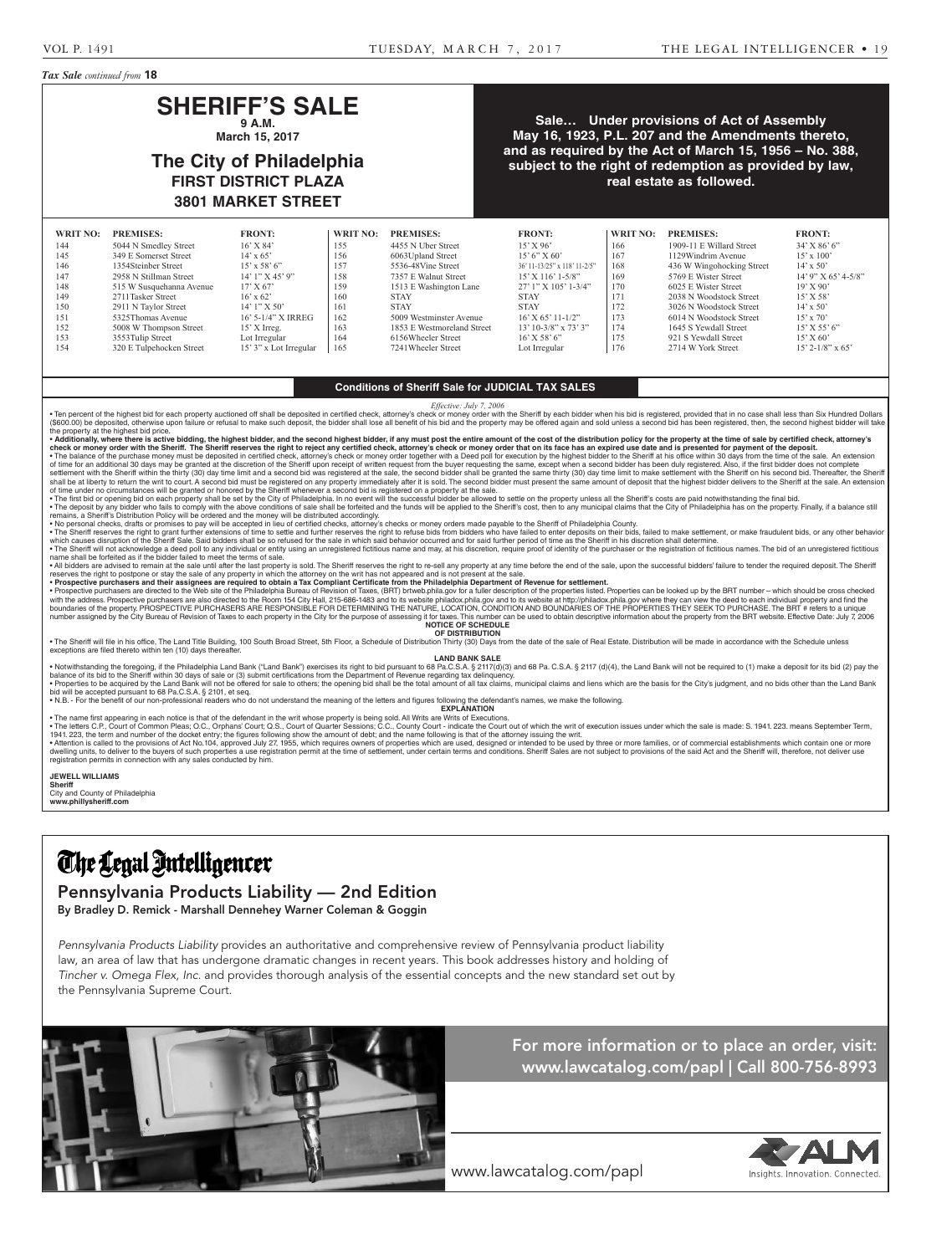*Tax Sale continued from* **18**

# SHERIFF'S SALE

**9 A.M.**
**March 15, 2017**

## The City of Philadelphia

### FIRST DISTRICT PLAZA
### 3801 MARKET STREET

**Sale… Under provisions of Act of Assembly May 16, 1923, P.L. 207 and the Amendments thereto, and as required by the Act of March 15, 1956 – No. 388, subject to the right of redemption as provided by law, real estate as followed.**

| WRIT NO: | PREMISES: | FRONT: | WRIT NO: | PREMISES: | FRONT: | WRIT NO: | PREMISES: | FRONT: |
|---|---|---|---|---|---|---|---|---|
| 144 | 5044 N Smedley Street | 16' X 84' | 155 | 4455 N Uber Street | 15' X 96' | 166 | 1909-11 E Willard Street | 34' X 86' 6" |
| 145 | 349 E Somerset Street | 14' x 65' | 156 | 6063Upland Street | 15' 6" X 60' | 167 | 1129Windrim Avenue | 15' x 100' |
| 146 | 1354Steinber Street | 15' x 58' 6" | 157 | 5536-48Vine Street | 36' 11-13/25" x 118' 11-2/5" | 168 | 436 W Wingohocking Street | 14' x 60' |
| 147 | 2958 N Stillman Street | 14' 1" X 45' 9" | 158 | 7357 E Walnut Street | 15' X 116' 1-5/8" | 169 | 5769 E Wister Street | 14' 9" X 65' 4-5/8" |
| 148 | 515 W Susquehanna Avenue | 17' X 67' | 159 | 1513 E Washington Lane | 27' 1" X 105' 1-3/4" | 170 | 6025 E Wister Street | 19' X 90' |
| 149 | 2711Tasker Street | 16' x 62' | 160 | STAY | STAY | 171 | 2038 N Woodstock Street | 15' X 58' |
| 150 | 2911 N Taylor Street | 14' 1" X 50' | 161 | STAY | STAY | 172 | 3026 N Woodstock Street | 14' x 50' |
| 151 | 5325Thomas Avenue | 16' 5-1/4" X IRREG | 162 | 5009 Westminster Avenue | 16' X 65' 11-1/2" | 173 | 6014 N Woodstock Street | 15' x 70' |
| 152 | 5008 W Thompson Street | 15' X Irreg. | 163 | 1853 E Westmoreland Street | 13' 10-3/8" x 73' 3" | 174 | 1645 S Yewdall Street | 15' X 55' 6" |
| 153 | 3553Tulip Street | Lot Irregular | 164 | 6156Wheeler Street | 16' X 58' 6" | 175 | 921 S Yewdall Street | 15' X 60' |
| 154 | 320 E Tulpehocken Street | 15' 3" x Lot Irregular | 165 | 7241Wheeler Street | Lot Irregular | 176 | 2714 W York Street | 15' 2-1/8" x 65' |

### Conditions of Sheriff Sale for JUDICIAL TAX SALES

*Effective: July 7, 2006*

• Ten percent of the highest bid for each property auctioned off shall be deposited in certified check, attorney's check or money order with the Sheriff by each bidder when his bid is registered, provided that in no case shall less than Six Hundred Dollars ($600.00) be deposited, otherwise upon failure or refusal to make such deposit, the bidder shall lose all benefit of his bid and the property may be offered again and sold unless a second bid has been registered, then, the second highest bidder will take the property at the highest bid price.

• **Additionally, where there is active bidding, the highest bidder, and the second highest bidder, if any must post the entire amount of the cost of the distribution policy for the property at the time of sale by certified check, attorney's check or money order with the Sheriff. The Sheriff reserves the right to reject any certified check, attorney's check or money order that on its face has an expired use date and is presented for payment of the deposit.**

• The balance of the purchase money must be deposited in certified check, attorney's check or money order together with a Deed poll for execution by the highest bidder to the Sheriff at his office within 30 days from the time of the sale. An extension of time for an additional 30 days may be granted at the discretion of the Sheriff upon receipt of written request from the buyer requesting the same, except when a second bidder has been duly registered. Also, if the first bidder does not complete settlement with the Sheriff within the thirty (30) day time limit and a second bid was registered at the sale, the second bidder shall be granted the same thirty (30) day time limit to make settlement with the Sheriff on his second bid. Thereafter, the Sheriff shall be at liberty to return the writ to court. A second bid must be registered on any property immediately after it is sold. The second bidder must present the same amount of deposit that the highest bidder delivers to the Sheriff at the sale. An extension of time under no circumstances will be granted or honored by the Sheriff whenever a second bid is registered on a property at the sale.

• The first bid or opening bid on each property shall be set by the City of Philadelphia. In no event will the successful bidder be allowed to settle on the property unless all the Sheriff's costs are paid notwithstanding the final bid.

• The deposit by any bidder who fails to comply with the above conditions of sale shall be forfeited and the funds will be applied to the Sheriff's cost, then to any municipal claims that the City of Philadelphia has on the property. Finally, if a balance still remains, a Sheriff's Distribution Policy will be ordered and the money will be distributed accordingly.

• No personal checks, drafts or promises to pay will be accepted in lieu of certified checks, attorney's checks or money orders made payable to the Sheriff of Philadelphia County.

• The Sheriff reserves the right to grant further extensions of time to settle and further reserves the right to refuse bids from bidders who have failed to enter deposits on their bids, failed to make settlement, or make fraudulent bids, or any other behavior which causes disruption of the Sheriff Sale. Said bidders shall be so refused for the sale in which said behavior occurred and for said further period of time as the Sheriff in his discretion shall determine.

• The Sheriff will not acknowledge a deed poll to any individual or entity using an unregistered fictitious name and may, at his discretion, require proof of identity of the purchaser or the registration of fictitious names. The bid of an unregistered fictitious name shall be forfeited as if the bidder failed to meet the terms of sale.

• All bidders are advised to remain at the sale until after the last property is sold. The Sheriff reserves the right to re-sell any property at any time before the end of the sale, upon the successful bidders' failure to tender the required deposit. The Sheriff reserves the right to postpone or stay the sale of any property in which the attorney on the writ has not appeared and is not present at the sale.

• **Prospective purchasers and their assignees are required to obtain a Tax Compliant Certificate from the Philadelphia Department of Revenue for settlement.**

• Prospective purchasers are directed to the Web site of the Philadelphia Bureau of Revision of Taxes, (BRT) brtweb.phila.gov for a fuller description of the properties listed. Properties can be looked up by the BRT number – which should be cross checked with the address. Prospective purchasers are also directed to the Room 154 City Hall, 215-686-1483 and to its website philadox.phila.gov and to its website at http://philadox.phila.gov where they can view the deed to each individual property and find the boundaries of the property. PROSPECTIVE PURCHASERS ARE RESPONSIBLE FOR DETERMINING THE NATURE, LOCATION, CONDITION AND BOUNDARIES OF THE PROPERTIES THEY SEEK TO PURCHASE. The BRT # refers to a unique number assigned by the City Bureau of Revision of Taxes to each property in the City for the purpose of assessing it for taxes. This number can be used to obtain descriptive information about the property from the BRT website. Effective Date: July 7, 2006

**NOTICE OF SCHEDULE OF DISTRIBUTION**

• The Sheriff will file in his office, The Land Title Building, 100 South Broad Street, 5th Floor, a Schedule of Distribution Thirty (30) Days from the date of the sale of Real Estate. Distribution will be made in accordance with the Schedule unless exceptions are filed thereto within ten (10) days thereafter.

**LAND BANK SALE**

• Notwithstanding the foregoing, if the Philadelphia Land Bank ("Land Bank") exercises its right to bid pursuant to 68 Pa.C.S.A. § 2117(d)(3) and 68 Pa. C.S.A. § 2117 (d)(4), the Land Bank will not be required to (1) make a deposit for its bid (2) pay the balance of its bid to the Sheriff within 30 days of sale or (3) submit certifications from the Department of Revenue regarding tax delinquency.

• Properties to be acquired by the Land Bank will not be offered for sale to others; the opening bid shall be the total amount of all tax claims, municipal claims and liens which are the basis for the City's judgment, and no bids other than the Land Bank bid will be accepted pursuant to 68 Pa.C.S.A. § 2101, et seq.

• N.B. - For the benefit of our non-professional readers who do not understand the meaning of the letters and figures following the defendant's names, we make the following.

**EXPLANATION**

• The name first appearing in each notice is that of the defendant in the writ whose property is being sold. All Writs are Writs of Executions.

• The letters C.P., Court of Common Pleas; O.C., Orphans' Court; Q.S., Court of Quarter Sessions; C.C., County Court - indicate the Court out of which the writ of execution issues under which the sale is made: S. 1941. 223. means September Term, 1941. 223, the term and number of the docket entry; the figures following show the amount of debt; and the name following is that of the attorney issuing the writ.

• Attention is called to the provisions of Act No.104, approved July 27, 1955, which requires owners of properties which are used, designed or intended to be used by three or more families, or of commercial establishments which contain one or more dwelling units, to deliver to the buyers of such properties a use registration permit at the time of settlement, under certain terms and conditions. Sheriff Sales are not subject to provisions of the said Act and the Sheriff will, therefore, not deliver use registration permits in connection with any sales conducted by him.

**JEWELL WILLIAMS**
**Sheriff**
City and County of Philadelphia
**www.phillysheriff.com**

---

## The Legal Intelligencer

## Pennsylvania Products Liability — 2nd Edition

**By Bradley D. Remick - Marshall Dennehey Warner Coleman & Goggin**

*Pennsylvania Products Liability* provides an authoritative and comprehensive review of Pennsylvania product liability law, an area of law that has undergone dramatic changes in recent years. This book addresses history and holding of *Tincher v. Omega Flex, Inc.* and provides thorough analysis of the essential concepts and the new standard set out by the Pennsylvania Supreme Court.

For more information or to place an order, visit: www.lawcatalog.com/papl | Call 800-756-8993

www.lawcatalog.com/papl

ALM
Insights. Innovation. Connected.